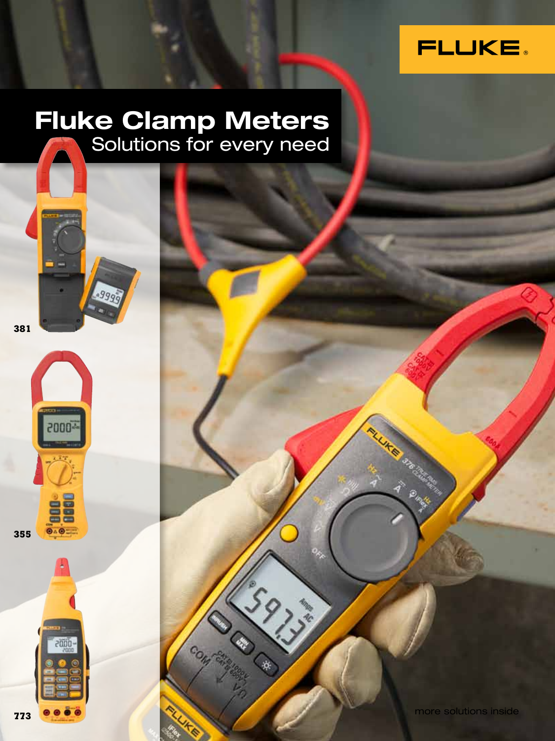FLUKE

# Fluke Clamp Meters

## Solutions for every need

381

355

773

more solutions inside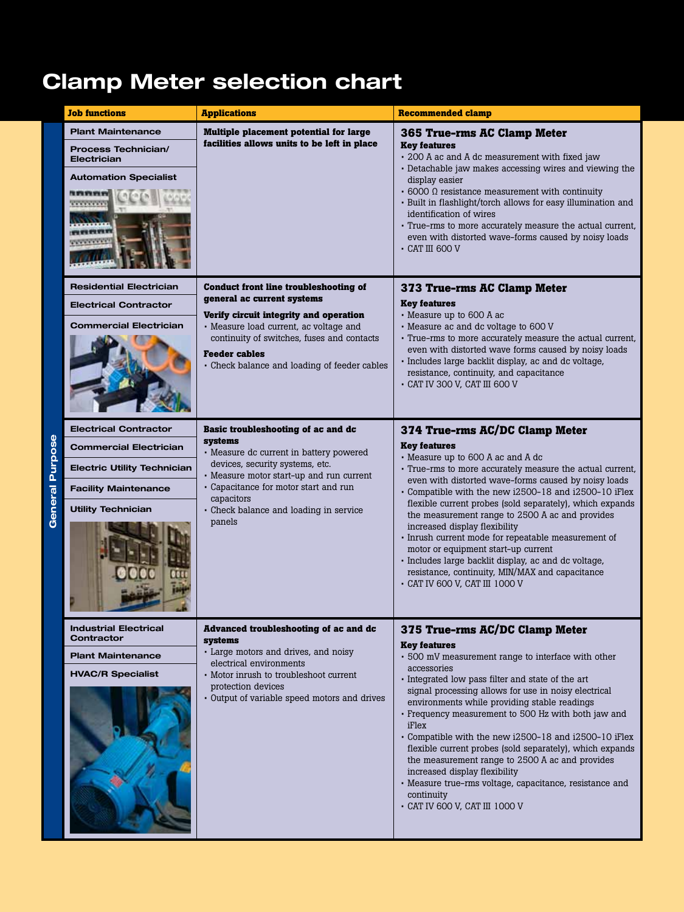# Clamp Meter selection chart

**General Purpose**

| Job functions | Applications | Recommended clamp |
|---|---|---|
| Plant Maintenance<br>Process Technician/ Electrician<br>Automation Specialist | **Multiple placement potential for large facilities allows units to be left in place** | **365 True-rms AC Clamp Meter**<br>**Key features**<br>• 200 A ac and A dc measurement with fixed jaw<br>• Detachable jaw makes accessing wires and viewing the display easier<br>• 6000 Ω resistance measurement with continuity<br>• Built in flashlight/torch allows for easy illumination and identification of wires<br>• True-rms to more accurately measure the actual current, even with distorted wave-forms caused by noisy loads<br>• CAT III 600 V |
| Residential Electrician<br>Electrical Contractor<br>Commercial Electrician | **Conduct front line troubleshooting of general ac current systems**<br>**Verify circuit integrity and operation**<br>• Measure load current, ac voltage and continuity of switches, fuses and contacts<br>**Feeder cables**<br>• Check balance and loading of feeder cables | **373 True-rms AC Clamp Meter**<br>**Key features**<br>• Measure up to 600 A ac<br>• Measure ac and dc voltage to 600 V<br>• True-rms to more accurately measure the actual current, even with distorted wave forms caused by noisy loads<br>• Includes large backlit display, ac and dc voltage, resistance, continuity, and capacitance<br>• CAT IV 300 V, CAT III 600 V |
| Electrical Contractor<br>Commercial Electrician<br>Electric Utility Technician<br>Facility Maintenance<br>Utility Technician | **Basic troubleshooting of ac and dc systems**<br>• Measure dc current in battery powered devices, security systems, etc.<br>• Measure motor start-up and run current<br>• Capacitance for motor start and run capacitors<br>• Check balance and loading in service panels | **374 True-rms AC/DC Clamp Meter**<br>**Key features**<br>• Measure up to 600 A ac and A dc<br>• True-rms to more accurately measure the actual current, even with distorted wave-forms caused by noisy loads<br>• Compatible with the new i2500-18 and i2500-10 iFlex flexible current probes (sold separately), which expands the measurement range to 2500 A ac and provides increased display flexibility<br>• Inrush current mode for repeatable measurement of motor or equipment start-up current<br>• Includes large backlit display, ac and dc voltage, resistance, continuity, MIN/MAX and capacitance<br>• CAT IV 600 V, CAT III 1000 V |
| Industrial Electrical Contractor<br>Plant Maintenance<br>HVAC/R Specialist | **Advanced troubleshooting of ac and dc systems**<br>• Large motors and drives, and noisy electrical environments<br>• Motor inrush to troubleshoot current protection devices<br>• Output of variable speed motors and drives | **375 True-rms AC/DC Clamp Meter**<br>**Key features**<br>• 500 mV measurement range to interface with other accessories<br>• Integrated low pass filter and state of the art signal processing allows for use in noisy electrical environments while providing stable readings<br>• Frequency measurement to 500 Hz with both jaw and iFlex<br>• Compatible with the new i2500-18 and i2500-10 iFlex flexible current probes (sold separately), which expands the measurement range to 2500 A ac and provides increased display flexibility<br>• Measure true-rms voltage, capacitance, resistance and continuity<br>• CAT IV 600 V, CAT III 1000 V |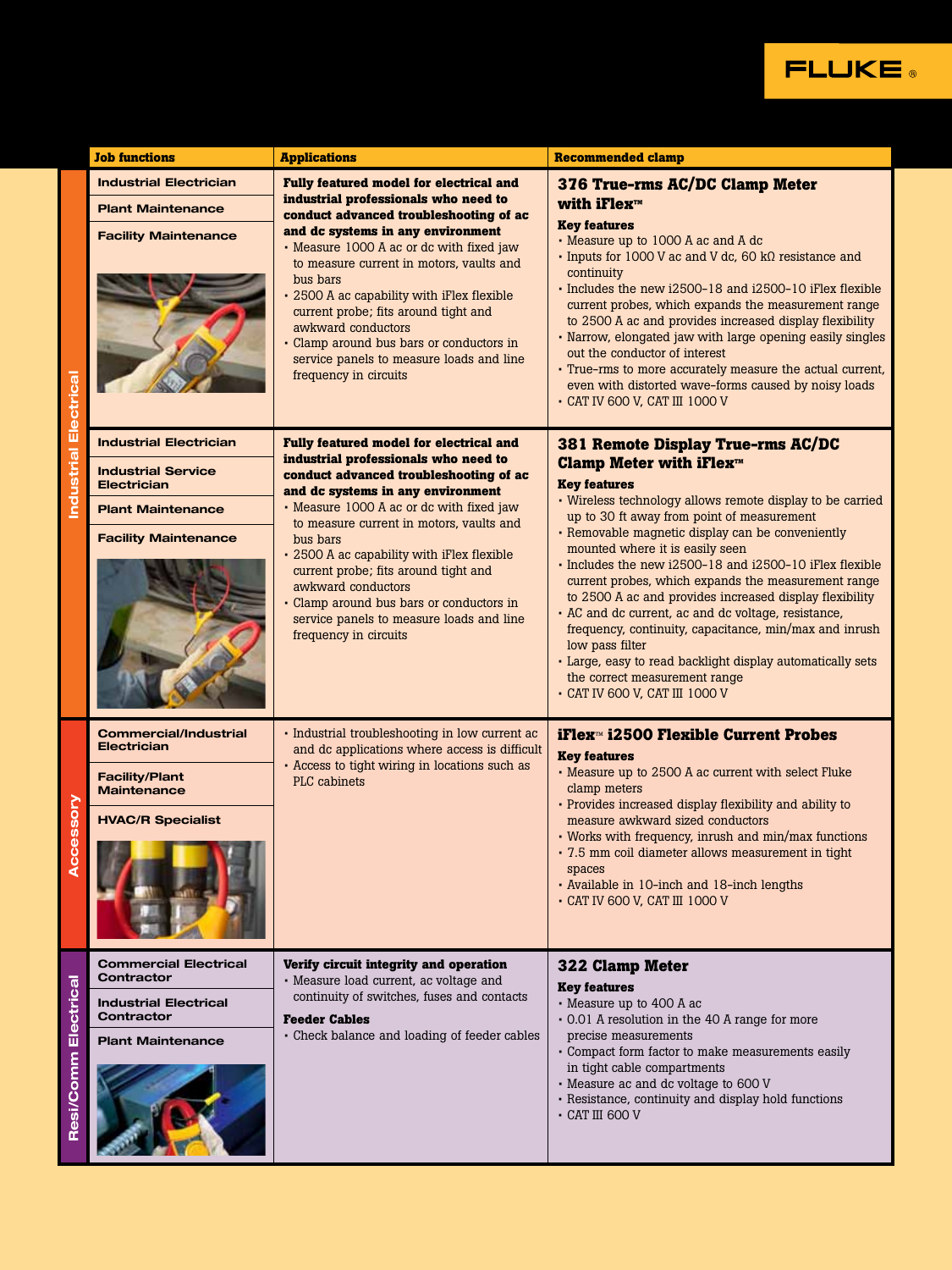| | Job functions | Applications | Recommended clamp |
|---|---|---|---|
| Industrial Electrical | Industrial Electrician<br>Plant Maintenance<br>Facility Maintenance | **Fully featured model for electrical and industrial professionals who need to conduct advanced troubleshooting of ac and dc systems in any environment**<br>• Measure 1000 A ac or dc with fixed jaw to measure current in motors, vaults and bus bars<br>• 2500 A ac capability with iFlex flexible current probe; fits around tight and awkward conductors<br>• Clamp around bus bars or conductors in service panels to measure loads and line frequency in circuits | **376 True-rms AC/DC Clamp Meter with iFlex™**<br>**Key features**<br>• Measure up to 1000 A ac and A dc<br>• Inputs for 1000 V ac and V dc, 60 kΩ resistance and continuity<br>• Includes the new i2500-18 and i2500-10 iFlex flexible current probes, which expands the measurement range to 2500 A ac and provides increased display flexibility<br>• Narrow, elongated jaw with large opening easily singles out the conductor of interest<br>• True-rms to more accurately measure the actual current, even with distorted wave-forms caused by noisy loads<br>• CAT IV 600 V, CAT III 1000 V |
| Industrial Electrical | Industrial Electrician<br>Industrial Service Electrician<br>Plant Maintenance<br>Facility Maintenance | **Fully featured model for electrical and industrial professionals who need to conduct advanced troubleshooting of ac and dc systems in any environment**<br>• Measure 1000 A ac or dc with fixed jaw to measure current in motors, vaults and bus bars<br>• 2500 A ac capability with iFlex flexible current probe; fits around tight and awkward conductors<br>• Clamp around bus bars or conductors in service panels to measure loads and line frequency in circuits | **381 Remote Display True-rms AC/DC Clamp Meter with iFlex™**<br>**Key features**<br>• Wireless technology allows remote display to be carried up to 30 ft away from point of measurement<br>• Removable magnetic display can be conveniently mounted where it is easily seen<br>• Includes the new i2500-18 and i2500-10 iFlex flexible current probes, which expands the measurement range to 2500 A ac and provides increased display flexibility<br>• AC and dc current, ac and dc voltage, resistance, frequency, continuity, capacitance, min/max and inrush low pass filter<br>• Large, easy to read backlight display automatically sets the correct measurement range<br>• CAT IV 600 V, CAT III 1000 V |
| Accessory | Commercial/Industrial Electrician<br>Facility/Plant Maintenance<br>HVAC/R Specialist | • Industrial troubleshooting in low current ac and dc applications where access is difficult<br>• Access to tight wiring in locations such as PLC cabinets | **iFlex™ i2500 Flexible Current Probes**<br>**Key features**<br>• Measure up to 2500 A ac current with select Fluke clamp meters<br>• Provides increased display flexibility and ability to measure awkward sized conductors<br>• Works with frequency, inrush and min/max functions<br>• 7.5 mm coil diameter allows measurement in tight spaces<br>• Available in 10-inch and 18-inch lengths<br>• CAT IV 600 V, CAT III 1000 V |
| Resi/Comm Electrical | Commercial Electrical Contractor<br>Industrial Electrical Contractor<br>Plant Maintenance | **Verify circuit integrity and operation**<br>• Measure load current, ac voltage and continuity of switches, fuses and contacts<br>**Feeder Cables**<br>• Check balance and loading of feeder cables | **322 Clamp Meter**<br>**Key features**<br>• Measure up to 400 A ac<br>• 0.01 A resolution in the 40 A range for more precise measurements<br>• Compact form factor to make measurements easily in tight cable compartments<br>• Measure ac and dc voltage to 600 V<br>• Resistance, continuity and display hold functions<br>• CAT III 600 V |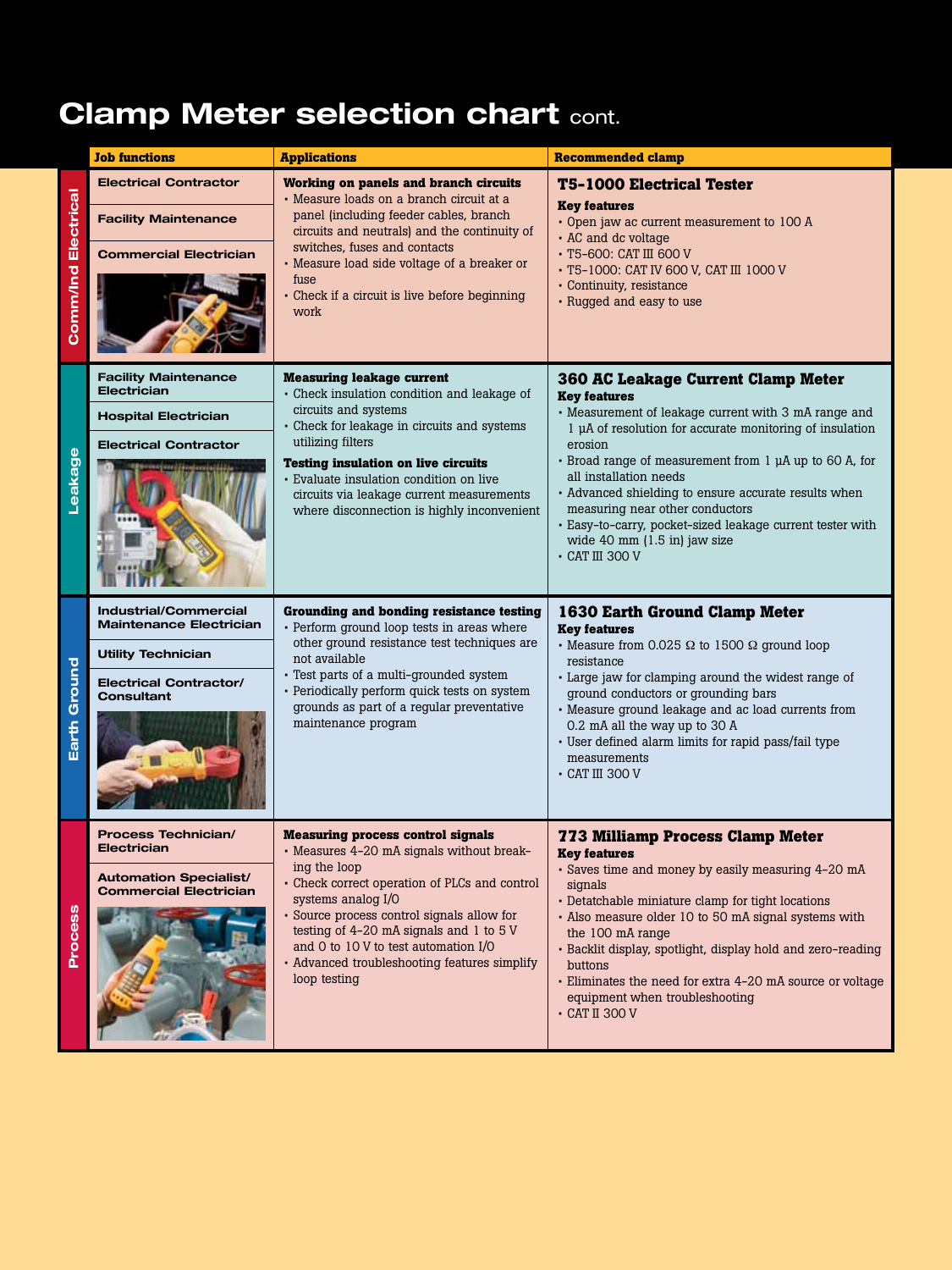# Clamp Meter selection chart cont.

| | Job functions | Applications | Recommended clamp |
|---|---|---|---|
| **Comm/Ind Electrical** | Electrical Contractor<br>Facility Maintenance<br>Commercial Electrician | **Working on panels and branch circuits**<br>• Measure loads on a branch circuit at a panel (including feeder cables, branch circuits and neutrals) and the continuity of switches, fuses and contacts<br>• Measure load side voltage of a breaker or fuse<br>• Check if a circuit is live before beginning work | **T5-1000 Electrical Tester**<br>**Key features**<br>• Open jaw ac current measurement to 100 A<br>• AC and dc voltage<br>• T5-600: CAT III 600 V<br>• T5-1000: CAT IV 600 V, CAT III 1000 V<br>• Continuity, resistance<br>• Rugged and easy to use |
| **Leakage** | Facility Maintenance Electrician<br>Hospital Electrician<br>Electrical Contractor | **Measuring leakage current**<br>• Check insulation condition and leakage of circuits and systems<br>• Check for leakage in circuits and systems utilizing filters<br>**Testing insulation on live circuits**<br>• Evaluate insulation condition on live circuits via leakage current measurements where disconnection is highly inconvenient | **360 AC Leakage Current Clamp Meter**<br>**Key features**<br>• Measurement of leakage current with 3 mA range and 1 µA of resolution for accurate monitoring of insulation erosion<br>• Broad range of measurement from 1 µA up to 60 A, for all installation needs<br>• Advanced shielding to ensure accurate results when measuring near other conductors<br>• Easy-to-carry, pocket-sized leakage current tester with wide 40 mm (1.5 in) jaw size<br>• CAT III 300 V |
| **Earth Ground** | Industrial/Commercial Maintenance Electrician<br>Utility Technician<br>Electrical Contractor/ Consultant | **Grounding and bonding resistance testing**<br>• Perform ground loop tests in areas where other ground resistance test techniques are not available<br>• Test parts of a multi-grounded system<br>• Periodically perform quick tests on system grounds as part of a regular preventative maintenance program | **1630 Earth Ground Clamp Meter**<br>**Key features**<br>• Measure from 0.025 Ω to 1500 Ω ground loop resistance<br>• Large jaw for clamping around the widest range of ground conductors or grounding bars<br>• Measure ground leakage and ac load currents from 0.2 mA all the way up to 30 A<br>• User defined alarm limits for rapid pass/fail type measurements<br>• CAT III 300 V |
| **Process** | Process Technician/ Electrician<br>Automation Specialist/ Commercial Electrician | **Measuring process control signals**<br>• Measures 4-20 mA signals without breaking the loop<br>• Check correct operation of PLCs and control systems analog I/O<br>• Source process control signals allow for testing of 4-20 mA signals and 1 to 5 V and 0 to 10 V to test automation I/O<br>• Advanced troubleshooting features simplify loop testing | **773 Milliamp Process Clamp Meter**<br>**Key features**<br>• Saves time and money by easily measuring 4-20 mA signals<br>• Detatchable miniature clamp for tight locations<br>• Also measure older 10 to 50 mA signal systems with the 100 mA range<br>• Backlit display, spotlight, display hold and zero-reading buttons<br>• Eliminates the need for extra 4-20 mA source or voltage equipment when troubleshooting<br>• CAT II 300 V |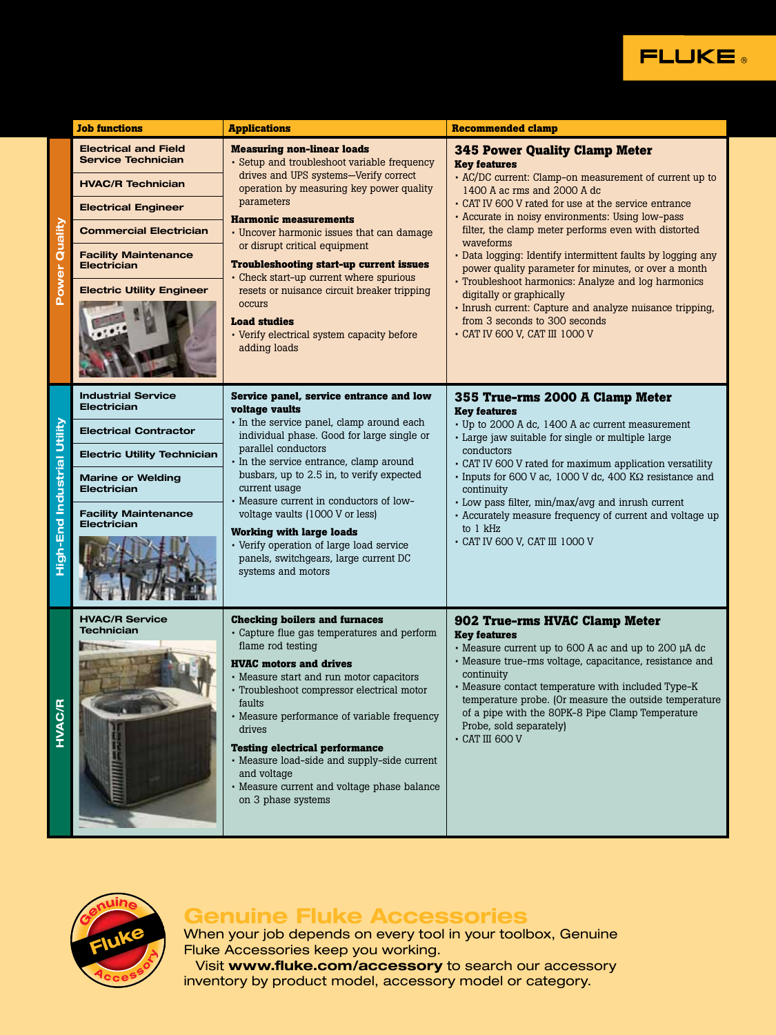| Category | Job functions | Applications | Recommended clamp |
|---|---|---|---|
| Power Quality | Electrical and Field Service Technician<br>HVAC/R Technician<br>Electrical Engineer<br>Commercial Electrician<br>Facility Maintenance Electrician<br>Electric Utility Engineer | **Measuring non-linear loads**<br>• Setup and troubleshoot variable frequency drives and UPS systems—Verify correct operation by measuring key power quality parameters<br>**Harmonic measurements**<br>• Uncover harmonic issues that can damage or disrupt critical equipment<br>**Troubleshooting start-up current issues**<br>• Check start-up current where spurious resets or nuisance circuit breaker tripping occurs<br>**Load studies**<br>• Verify electrical system capacity before adding loads | **345 Power Quality Clamp Meter**<br>**Key features**<br>• AC/DC current: Clamp-on measurement of current up to 1400 A ac rms and 2000 A dc<br>• CAT IV 600 V rated for use at the service entrance<br>• Accurate in noisy environments: Using low-pass filter, the clamp meter performs even with distorted waveforms<br>• Data logging: Identify intermittent faults by logging any power quality parameter for minutes, or over a month<br>• Troubleshoot harmonics: Analyze and log harmonics digitally or graphically<br>• Inrush current: Capture and analyze nuisance tripping, from 3 seconds to 300 seconds<br>• CAT IV 600 V, CAT III 1000 V |
| High-End Industrial Utility | Industrial Service Electrician<br>Electrical Contractor<br>Electric Utility Technician<br>Marine or Welding Electrician<br>Facility Maintenance Electrician | **Service panel, service entrance and low voltage vaults**<br>• In the service panel, clamp around each individual phase. Good for large single or parallel conductors<br>• In the service entrance, clamp around busbars, up to 2.5 in, to verify expected current usage<br>• Measure current in conductors of low-voltage vaults (1000 V or less)<br>**Working with large loads**<br>• Verify operation of large load service panels, switchgears, large current DC systems and motors | **355 True-rms 2000 A Clamp Meter**<br>**Key features**<br>• Up to 2000 A dc, 1400 A ac current measurement<br>• Large jaw suitable for single or multiple large conductors<br>• CAT IV 600 V rated for maximum application versatility<br>• Inputs for 600 V ac, 1000 V dc, 400 KΩ resistance and continuity<br>• Low pass filter, min/max/avg and inrush current<br>• Accurately measure frequency of current and voltage up to 1 kHz<br>• CAT IV 600 V, CAT III 1000 V |
| HVAC/R | HVAC/R Service Technician | **Checking boilers and furnaces**<br>• Capture flue gas temperatures and perform flame rod testing<br>**HVAC motors and drives**<br>• Measure start and run motor capacitors<br>• Troubleshoot compressor electrical motor faults<br>• Measure performance of variable frequency drives<br>**Testing electrical performance**<br>• Measure load-side and supply-side current and voltage<br>• Measure current and voltage phase balance on 3 phase systems | **902 True-rms HVAC Clamp Meter**<br>**Key features**<br>• Measure current up to 600 A ac and up to 200 µA dc<br>• Measure true-rms voltage, capacitance, resistance and continuity<br>• Measure contact temperature with included Type-K temperature probe. (Or measure the outside temperature of a pipe with the 80PK-8 Pipe Clamp Temperature Probe, sold separately)<br>• CAT III 600 V |

## Genuine Fluke Accessories

When your job depends on every tool in your toolbox, Genuine Fluke Accessories keep you working.

Visit **www.fluke.com/accessory** to search our accessory inventory by product model, accessory model or category.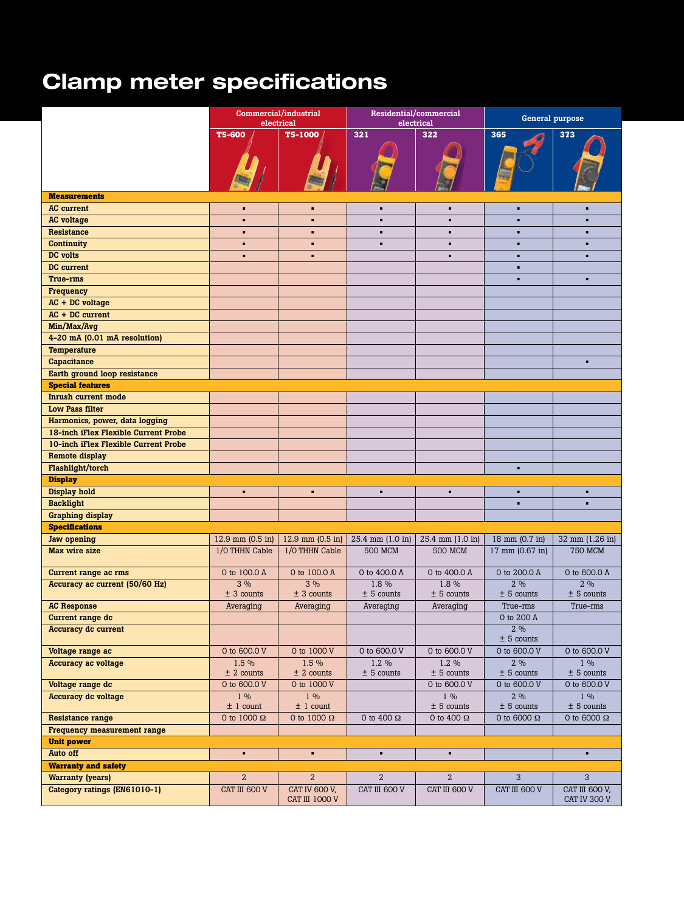# Clamp meter specifications

| | Commercial/industrial electrical | | Residential/commercial electrical | | General purpose | |
|---|---|---|---|---|---|---|
| | **T5-600** | **T5-1000** | **321** | **322** | **365** | **373** |
| **Measurements** | | | | | | |
| AC current | ▪ | ▪ | ▪ | ▪ | ▪ | ▪ |
| AC voltage | ▪ | ▪ | ▪ | ▪ | ▪ | ▪ |
| Resistance | ▪ | ▪ | ▪ | ▪ | ▪ | ▪ |
| Continuity | ▪ | ▪ | ▪ | ▪ | ▪ | ▪ |
| DC volts | ▪ | ▪ | | ▪ | ▪ | ▪ |
| DC current | | | | | ▪ | |
| True-rms | | | | | ▪ | ▪ |
| Frequency | | | | | | |
| AC + DC voltage | | | | | | |
| AC + DC current | | | | | | |
| Min/Max/Avg | | | | | | |
| 4-20 mA (0.01 mA resolution) | | | | | | |
| Temperature | | | | | | |
| Capacitance | | | | | | ▪ |
| Earth ground loop resistance | | | | | | |
| **Special features** | | | | | | |
| Inrush current mode | | | | | | |
| Low Pass filter | | | | | | |
| Harmonics, power, data logging | | | | | | |
| 18-inch iFlex Flexible Current Probe | | | | | | |
| 10-inch iFlex Flexible Current Probe | | | | | | |
| Remote display | | | | | | |
| Flashlight/torch | | | | | ▪ | |
| **Display** | | | | | | |
| Display hold | ▪ | ▪ | ▪ | ▪ | ▪ | ▪ |
| Backlight | | | | | ▪ | ▪ |
| Graphing display | | | | | | |
| **Specifications** | | | | | | |
| Jaw opening | 12.9 mm (0.5 in) | 12.9 mm (0.5 in) | 25.4 mm (1.0 in) | 25.4 mm (1.0 in) | 18 mm (0.7 in) | 32 mm (1.26 in) |
| Max wire size | 1/0 THHN Cable | 1/0 THHN Cable | 500 MCM | 500 MCM | 17 mm (0.67 in) | 750 MCM |
| Current range ac rms | 0 to 100.0 A | 0 to 100.0 A | 0 to 400.0 A | 0 to 400.0 A | 0 to 200.0 A | 0 to 600.0 A |
| Accuracy ac current (50/60 Hz) | 3 % ± 3 counts | 3 % ± 3 counts | 1.8 % ± 5 counts | 1.8 % ± 5 counts | 2 % ± 5 counts | 2 % ± 5 counts |
| AC Response | Averaging | Averaging | Averaging | Averaging | True-rms | True-rms |
| Current range dc | | | | | 0 to 200 A | |
| Accuracy dc current | | | | | 2 % ± 5 counts | |
| Voltage range ac | 0 to 600.0 V | 0 to 1000 V | 0 to 600.0 V | 0 to 600.0 V | 0 to 600.0 V | 0 to 600.0 V |
| Accuracy ac voltage | 1.5 % ± 2 counts | 1.5 % ± 2 counts | 1.2 % ± 5 counts | 1.2 % ± 5 counts | 2 % ± 5 counts | 1 % ± 5 counts |
| Voltage range dc | 0 to 600.0 V | 0 to 1000 V | | 0 to 600.0 V | 0 to 600.0 V | 0 to 600.0 V |
| Accuracy dc voltage | 1 % ± 1 count | 1 % ± 1 count | | 1 % ± 5 counts | 2 % ± 5 counts | 1 % ± 5 counts |
| Resistance range | 0 to 1000 Ω | 0 to 1000 Ω | 0 to 400 Ω | 0 to 400 Ω | 0 to 6000 Ω | 0 to 6000 Ω |
| Frequency measurement range | | | | | | |
| **Unit power** | | | | | | |
| Auto off | ▪ | ▪ | ▪ | ▪ | | ▪ |
| **Warranty and safety** | | | | | | |
| Warranty (years) | 2 | 2 | 2 | 2 | 3 | 3 |
| Category ratings (EN61010-1) | CAT III 600 V | CAT IV 600 V, CAT III 1000 V | CAT III 600 V | CAT III 600 V | CAT III 600 V | CAT III 600 V, CAT IV 300 V |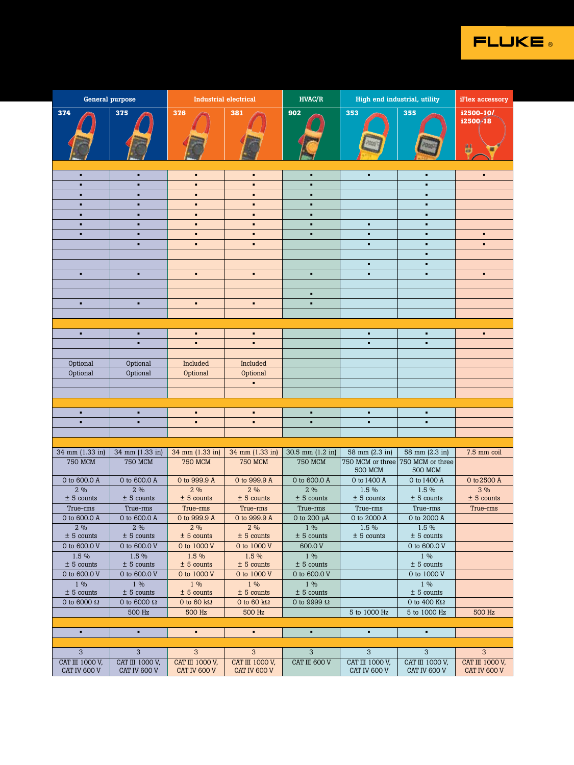| General purpose | | Industrial electrical | | HVAC/R | High end industrial, utility | | iFlex accessory |
|---|---|---|---|---|---|---|---|
| 374 | 375 | 376 | 381 | 902 | 353 | 355 | i2500-10/ i2500-18 |
| | | | | | | | |
| ▪ | ▪ | ▪ | ▪ | ▪ | ▪ | ▪ | ▪ |
| ▪ | ▪ | ▪ | ▪ | ▪ | | ▪ | |
| ▪ | ▪ | ▪ | ▪ | ▪ | | ▪ | |
| ▪ | ▪ | ▪ | ▪ | ▪ | | ▪ | |
| ▪ | ▪ | ▪ | ▪ | ▪ | | ▪ | |
| ▪ | ▪ | ▪ | ▪ | ▪ | ▪ | ▪ | |
| ▪ | ▪ | ▪ | ▪ | ▪ | ▪ | ▪ | ▪ |
| | ▪ | ▪ | ▪ | | ▪ | ▪ | ▪ |
| | | | | | | ▪ | |
| | | | | | ▪ | ▪ | |
| ▪ | ▪ | ▪ | ▪ | ▪ | ▪ | ▪ | ▪ |
| | | | | | | | |
| | | | | ▪ | | | |
| ▪ | ▪ | ▪ | ▪ | ▪ | | | |
| | | | | | | | |
| | | | | | | | |
| ▪ | ▪ | ▪ | ▪ | | ▪ | ▪ | ▪ |
| | ▪ | ▪ | ▪ | | ▪ | ▪ | |
| | | | | | | | |
| Optional | Optional | Included | Included | | | | |
| Optional | Optional | Optional | Optional | | | | |
| | | | ▪ | | | | |
| | | | | | | | |
| | | | | | | | |
| ▪ | ▪ | ▪ | ▪ | ▪ | ▪ | ▪ | |
| ▪ | ▪ | ▪ | ▪ | ▪ | ▪ | ▪ | |
| | | | | | | | |
| | | | | | | | |
| 34 mm (1.33 in) | 34 mm (1.33 in) | 34 mm (1.33 in) | 34 mm (1.33 in) | 30.5 mm (1.2 in) | 58 mm (2.3 in) | 58 mm (2.3 in) | 7.5 mm coil |
| 750 MCM | 750 MCM | 750 MCM | 750 MCM | 750 MCM | 750 MCM or three 500 MCM | 750 MCM or three 500 MCM | |
| 0 to 600.0 A | 0 to 600.0 A | 0 to 999.9 A | 0 to 999.9 A | 0 to 600.0 A | 0 to 1400 A | 0 to 1400 A | 0 to 2500 A |
| 2 % ± 5 counts | 2 % ± 5 counts | 2 % ± 5 counts | 2 % ± 5 counts | 2 % ± 5 counts | 1.5 % ± 5 counts | 1.5 % ± 5 counts | 3 % ± 5 counts |
| True-rms | True-rms | True-rms | True-rms | True-rms | True-rms | True-rms | True-rms |
| 0 to 600.0 A | 0 to 600.0 A | 0 to 999.9 A | 0 to 999.9 A | 0 to 200 µA | 0 to 2000 A | 0 to 2000 A | |
| 2 % ± 5 counts | 2 % ± 5 counts | 2 % ± 5 counts | 2 % ± 5 counts | 1 % ± 5 counts | 1.5 % ± 5 counts | 1.5 % ± 5 counts | |
| 0 to 600.0 V | 0 to 600.0 V | 0 to 1000 V | 0 to 1000 V | 600.0 V | | 0 to 600.0 V | |
| 1.5 % ± 5 counts | 1.5 % ± 5 counts | 1.5 % ± 5 counts | 1.5 % ± 5 counts | 1 % ± 5 counts | | 1 % ± 5 counts | |
| 0 to 600.0 V | 0 to 600.0 V | 0 to 1000 V | 0 to 1000 V | 0 to 600.0 V | | 0 to 1000 V | |
| 1 % ± 5 counts | 1 % ± 5 counts | 1 % ± 5 counts | 1 % ± 5 counts | 1 % ± 5 counts | | 1 % ± 5 counts | |
| 0 to 6000 Ω | 0 to 6000 Ω | 0 to 60 kΩ | 0 to 60 kΩ | 0 to 9999 Ω | | 0 to 400 KΩ | |
| | 500 Hz | 500 Hz | 500 Hz | | 5 to 1000 Hz | 5 to 1000 Hz | 500 Hz |
| | | | | | | | |
| ▪ | ▪ | ▪ | ▪ | ▪ | ▪ | ▪ | |
| | | | | | | | |
| 3 | 3 | 3 | 3 | 3 | 3 | 3 | 3 |
| CAT III 1000 V, CAT IV 600 V | CAT III 1000 V, CAT IV 600 V | CAT III 1000 V, CAT IV 600 V | CAT III 1000 V, CAT IV 600 V | CAT III 600 V | CAT III 1000 V, CAT IV 600 V | CAT III 1000 V, CAT IV 600 V | CAT III 1000 V, CAT IV 600 V |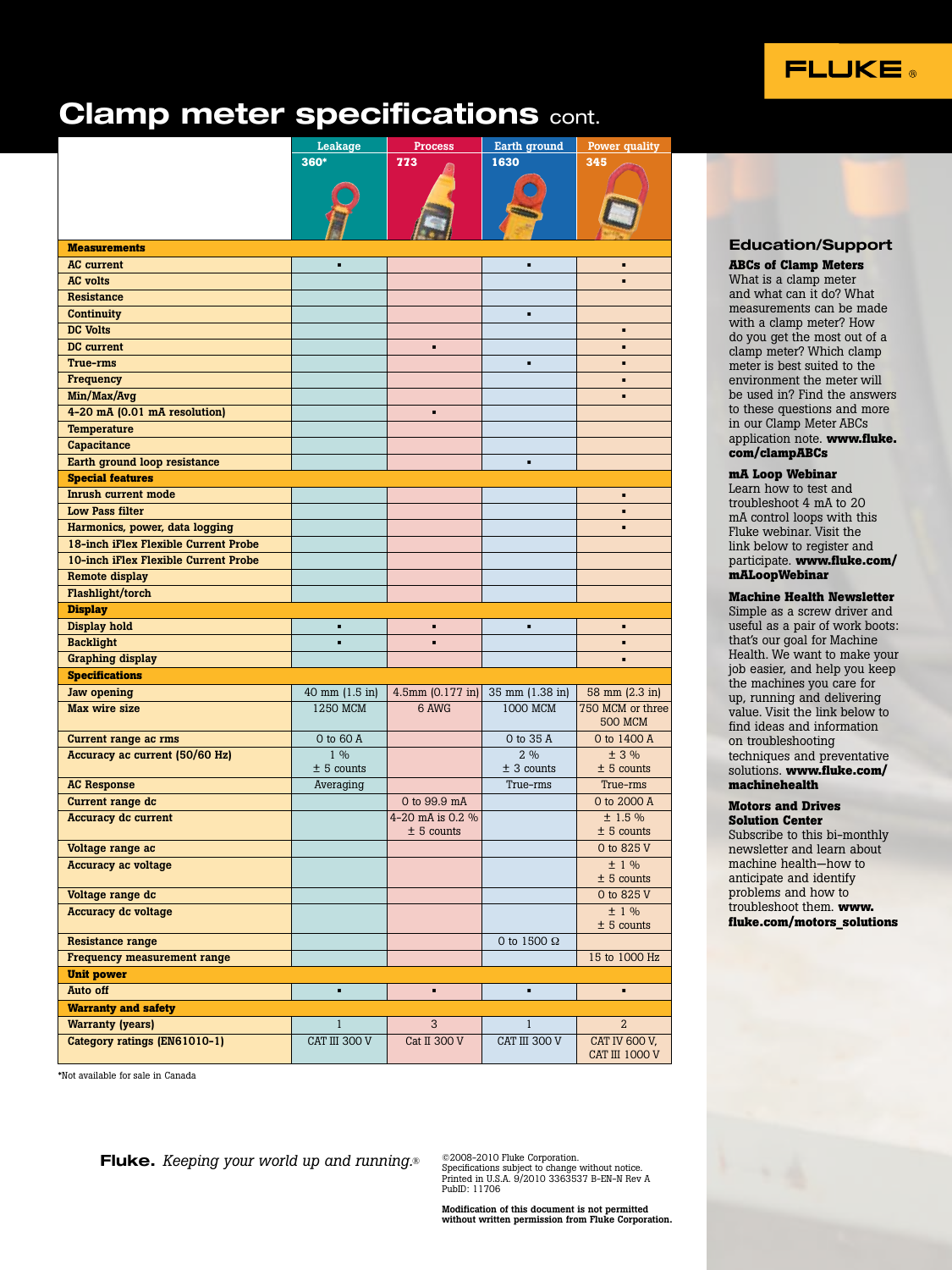# Clamp meter specifications cont.

| | Leakage 360* | Process 773 | Earth ground 1630 | Power quality 345 |
|---|---|---|---|---|
| **Measurements** | | | | |
| AC current | ▪ | | ▪ | ▪ |
| AC volts | | | | ▪ |
| Resistance | | | | |
| Continuity | | | ▪ | |
| DC Volts | | | | ▪ |
| DC current | | ▪ | | ▪ |
| True-rms | | | ▪ | ▪ |
| Frequency | | | | ▪ |
| Min/Max/Avg | | | | ▪ |
| 4-20 mA (0.01 mA resolution) | | ▪ | | |
| Temperature | | | | |
| Capacitance | | | | |
| Earth ground loop resistance | | | ▪ | |
| **Special features** | | | | |
| Inrush current mode | | | | ▪ |
| Low Pass filter | | | | ▪ |
| Harmonics, power, data logging | | | | ▪ |
| 18-inch iFlex Flexible Current Probe | | | | |
| 10-inch iFlex Flexible Current Probe | | | | |
| Remote display | | | | |
| Flashlight/torch | | | | |
| **Display** | | | | |
| Display hold | ▪ | ▪ | ▪ | ▪ |
| Backlight | ▪ | ▪ | | ▪ |
| Graphing display | | | | ▪ |
| **Specifications** | | | | |
| Jaw opening | 40 mm (1.5 in) | 4.5mm (0.177 in) | 35 mm (1.38 in) | 58 mm (2.3 in) |
| Max wire size | 1250 MCM | 6 AWG | 1000 MCM | 750 MCM or three 500 MCM |
| Current range ac rms | 0 to 60 A | | 0 to 35 A | 0 to 1400 A |
| Accuracy ac current (50/60 Hz) | 1 % ± 5 counts | | 2 % ± 3 counts | ± 3 % ± 5 counts |
| AC Response | Averaging | | True-rms | True-rms |
| Current range dc | | 0 to 99.9 mA | | 0 to 2000 A |
| Accuracy dc current | | 4-20 mA is 0.2 % ± 5 counts | | ± 1.5 % ± 5 counts |
| Voltage range ac | | | | 0 to 825 V |
| Accuracy ac voltage | | | | ± 1 % ± 5 counts |
| Voltage range dc | | | | 0 to 825 V |
| Accuracy dc voltage | | | | ± 1 % ± 5 counts |
| Resistance range | | | 0 to 1500 Ω | |
| Frequency measurement range | | | | 15 to 1000 Hz |
| **Unit power** | | | | |
| Auto off | ▪ | ▪ | ▪ | ▪ |
| **Warranty and safety** | | | | |
| Warranty (years) | 1 | 3 | 1 | 2 |
| Category ratings (EN61010-1) | CAT III 300 V | Cat II 300 V | CAT III 300 V | CAT IV 600 V, CAT III 1000 V |

*Not available for sale in Canada

## Education/Support

**ABCs of Clamp Meters**
What is a clamp meter and what can it do? What measurements can be made with a clamp meter? How do you get the most out of a clamp meter? Which clamp meter is best suited to the environment the meter will be used in? Find the answers to these questions and more in our Clamp Meter ABCs application note. **www.fluke.com/clampABCs**

**mA Loop Webinar**
Learn how to test and troubleshoot 4 mA to 20 mA control loops with this Fluke webinar. Visit the link below to register and participate. **www.fluke.com/mALoopWebinar**

**Machine Health Newsletter**
Simple as a screw driver and useful as a pair of work boots: that's our goal for Machine Health. We want to make your job easier, and help you keep the machines you care for up, running and delivering value. Visit the link below to find ideas and information on troubleshooting techniques and preventative solutions. **www.fluke.com/machinehealth**

**Motors and Drives Solution Center**
Subscribe to this bi-monthly newsletter and learn about machine health—how to anticipate and identify problems and how to troubleshoot them. **www.fluke.com/motors_solutions**

**Fluke.** *Keeping your world up and running.®*

©2008-2010 Fluke Corporation.
Specifications subject to change without notice.
Printed in U.S.A. 9/2010 3363537 B-EN-N Rev A
PubID: 11706

**Modification of this document is not permitted without written permission from Fluke Corporation.**